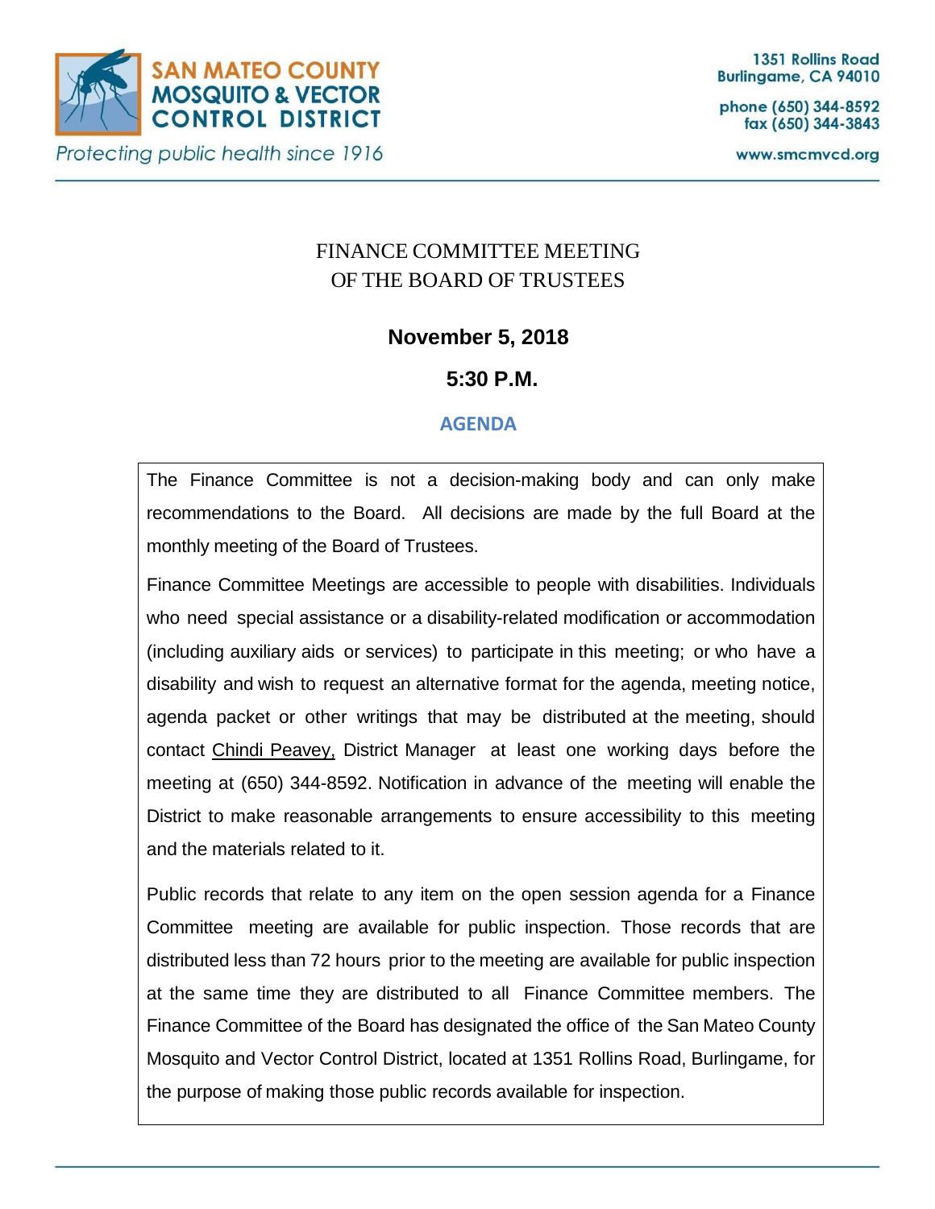**SAN MATEO COUNTY MOSQUITO & VECTOR CONTROL DISTRICT**

*Protecting public health since 1916*

1351 Rollins Road
Burlingame, CA 94010

phone (650) 344-8592
fax (650) 344-3843

www.smcmvcd.org

# FINANCE COMMITTEE MEETING OF THE BOARD OF TRUSTEES

**November 5, 2018**

**5:30 P.M.**

## AGENDA

The Finance Committee is not a decision-making body and can only make recommendations to the Board. All decisions are made by the full Board at the monthly meeting of the Board of Trustees.

Finance Committee Meetings are accessible to people with disabilities. Individuals who need special assistance or a disability-related modification or accommodation (including auxiliary aids or services) to participate in this meeting; or who have a disability and wish to request an alternative format for the agenda, meeting notice, agenda packet or other writings that may be distributed at the meeting, should contact Chindi Peavey, District Manager at least one working days before the meeting at (650) 344-8592. Notification in advance of the meeting will enable the District to make reasonable arrangements to ensure accessibility to this meeting and the materials related to it.

Public records that relate to any item on the open session agenda for a Finance Committee meeting are available for public inspection. Those records that are distributed less than 72 hours prior to the meeting are available for public inspection at the same time they are distributed to all Finance Committee members. The Finance Committee of the Board has designated the office of the San Mateo County Mosquito and Vector Control District, located at 1351 Rollins Road, Burlingame, for the purpose of making those public records available for inspection.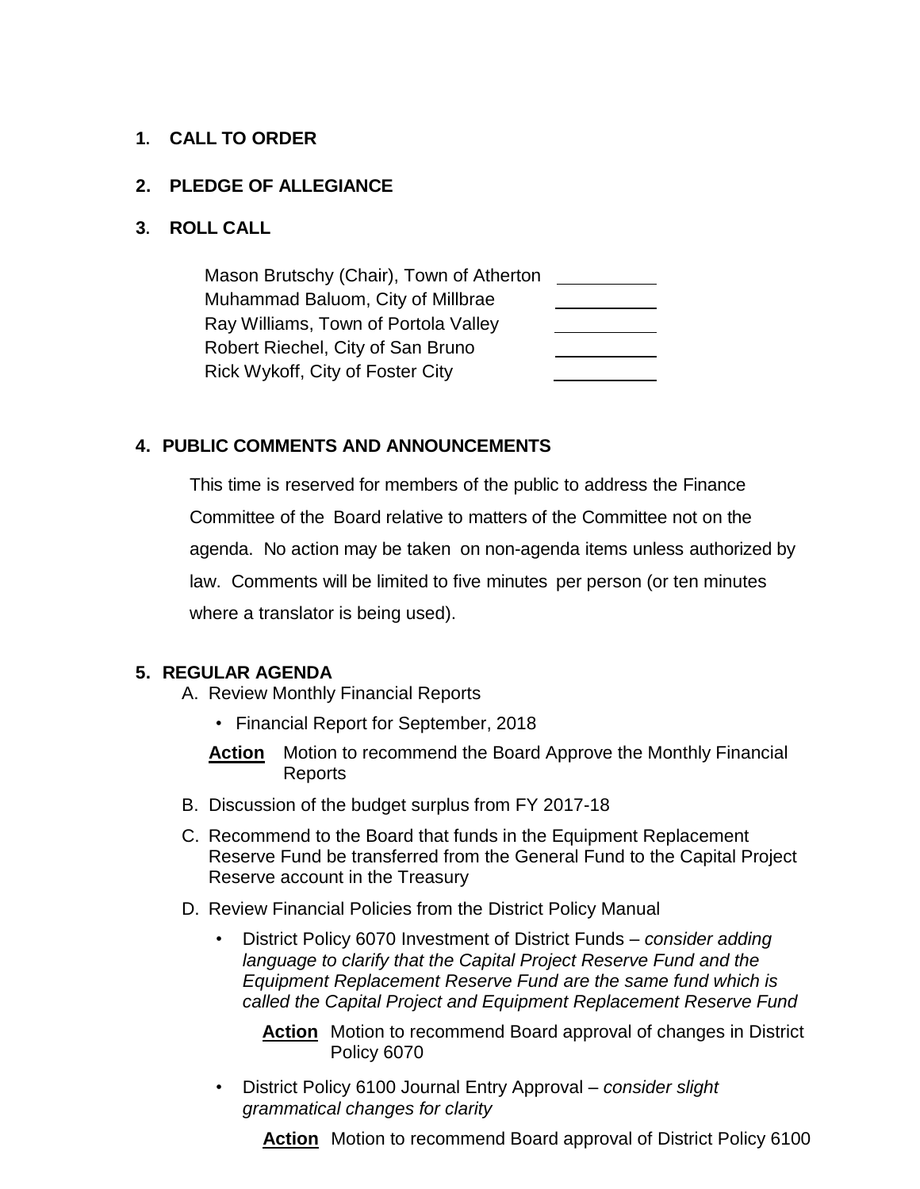## 1. CALL TO ORDER

## 2. PLEDGE OF ALLEGIANCE

## 3. ROLL CALL

| | |
|---|---|
| Mason Brutschy (Chair), Town of Atherton | ________ |
| Muhammad Baluom, City of Millbrae | ________ |
| Ray Williams, Town of Portola Valley | ________ |
| Robert Riechel, City of San Bruno | ________ |
| Rick Wykoff, City of Foster City | ________ |

## 4. PUBLIC COMMENTS AND ANNOUNCEMENTS

This time is reserved for members of the public to address the Finance Committee of the Board relative to matters of the Committee not on the agenda. No action may be taken on non-agenda items unless authorized by law. Comments will be limited to five minutes per person (or ten minutes where a translator is being used).

## 5. REGULAR AGENDA

A. Review Monthly Financial Reports

- Financial Report for September, 2018

**Action** Motion to recommend the Board Approve the Monthly Financial Reports

B. Discussion of the budget surplus from FY 2017-18

C. Recommend to the Board that funds in the Equipment Replacement Reserve Fund be transferred from the General Fund to the Capital Project Reserve account in the Treasury

D. Review Financial Policies from the District Policy Manual

- District Policy 6070 Investment of District Funds – *consider adding language to clarify that the Capital Project Reserve Fund and the Equipment Replacement Reserve Fund are the same fund which is called the Capital Project and Equipment Replacement Reserve Fund*

  **Action** Motion to recommend Board approval of changes in District Policy 6070

- District Policy 6100 Journal Entry Approval – *consider slight grammatical changes for clarity*

  **Action** Motion to recommend Board approval of District Policy 6100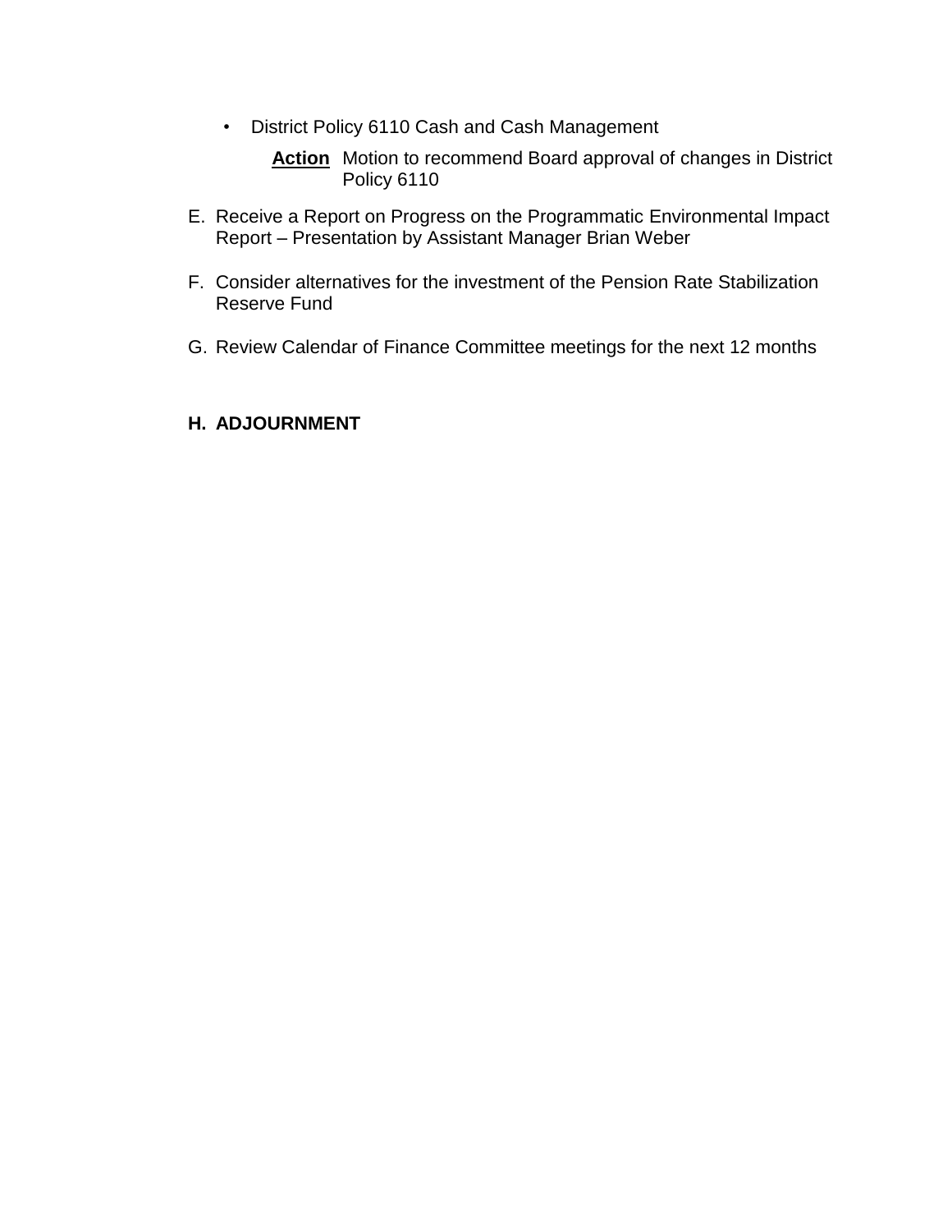- District Policy 6110 Cash and Cash Management

  **Action** Motion to recommend Board approval of changes in District Policy 6110

E. Receive a Report on Progress on the Programmatic Environmental Impact Report – Presentation by Assistant Manager Brian Weber

F. Consider alternatives for the investment of the Pension Rate Stabilization Reserve Fund

G. Review Calendar of Finance Committee meetings for the next 12 months

**H. ADJOURNMENT**